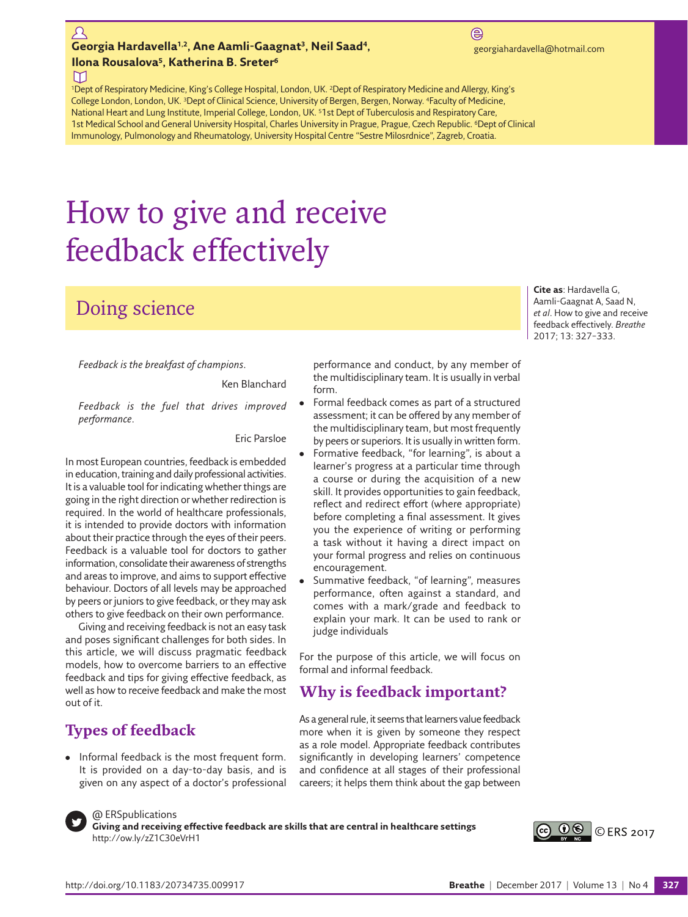**Georgia Hardavella[1,2], Ane Aamli-Gaagnat[3], Neil Saad[4], Ilona Rousalova[5], Katherina B. Sreter[6]**

georgiahardavella@hotmail.com

[1]Dept of Respiratory Medicine, King's College Hospital, London, UK. [2]Dept of Respiratory Medicine and Allergy, King's College London, London, UK. [3]Dept of Clinical Science, University of Bergen, Bergen, Norway. [4]Faculty of Medicine, National Heart and Lung Institute, Imperial College, London, UK. [5]1st Dept of Tuberculosis and Respiratory Care, 1st Medical School and General University Hospital, Charles University in Prague, Prague, Czech Republic. [6]Dept of Clinical Immunology, Pulmonology and Rheumatology, University Hospital Centre "Sestre Milosrdnice", Zagreb, Croatia.

# How to give and receive feedback effectively

## Doing science

**Cite as**: Hardavella G, Aamli-Gaagnat A, Saad N, *et al*. How to give and receive feedback effectively. *Breathe* 2017; 13: 327–333.

*Feedback is the breakfast of champions.*

Ken Blanchard

*Feedback is the fuel that drives improved performance.*

Eric Parsloe

In most European countries, feedback is embedded in education, training and daily professional activities. It is a valuable tool for indicating whether things are going in the right direction or whether redirection is required. In the world of healthcare professionals, it is intended to provide doctors with information about their practice through the eyes of their peers. Feedback is a valuable tool for doctors to gather information, consolidate their awareness of strengths and areas to improve, and aims to support effective behaviour. Doctors of all levels may be approached by peers or juniors to give feedback, or they may ask others to give feedback on their own performance.

Giving and receiving feedback is not an easy task and poses significant challenges for both sides. In this article, we will discuss pragmatic feedback models, how to overcome barriers to an effective feedback and tips for giving effective feedback, as well as how to receive feedback and make the most out of it.

## Types of feedback

- Informal feedback is the most frequent form. It is provided on a day-to-day basis, and is given on any aspect of a doctor's professional performance and conduct, by any member of the multidisciplinary team. It is usually in verbal form.
- Formal feedback comes as part of a structured assessment; it can be offered by any member of the multidisciplinary team, but most frequently by peers or superiors. It is usually in written form.
- Formative feedback, "for learning", is about a learner's progress at a particular time through a course or during the acquisition of a new skill. It provides opportunities to gain feedback, reflect and redirect effort (where appropriate) before completing a final assessment. It gives you the experience of writing or performing a task without it having a direct impact on your formal progress and relies on continuous encouragement.
- Summative feedback, "of learning", measures performance, often against a standard, and comes with a mark/grade and feedback to explain your mark. It can be used to rank or judge individuals

For the purpose of this article, we will focus on formal and informal feedback.

## Why is feedback important?

As a general rule, it seems that learners value feedback more when it is given by someone they respect as a role model. Appropriate feedback contributes significantly in developing learners' competence and confidence at all stages of their professional careers; it helps them think about the gap between

@ ERSpublications
**Giving and receiving effective feedback are skills that are central in healthcare settings**
http://ow.ly/zZ1C30eVrH1

© ERS 2017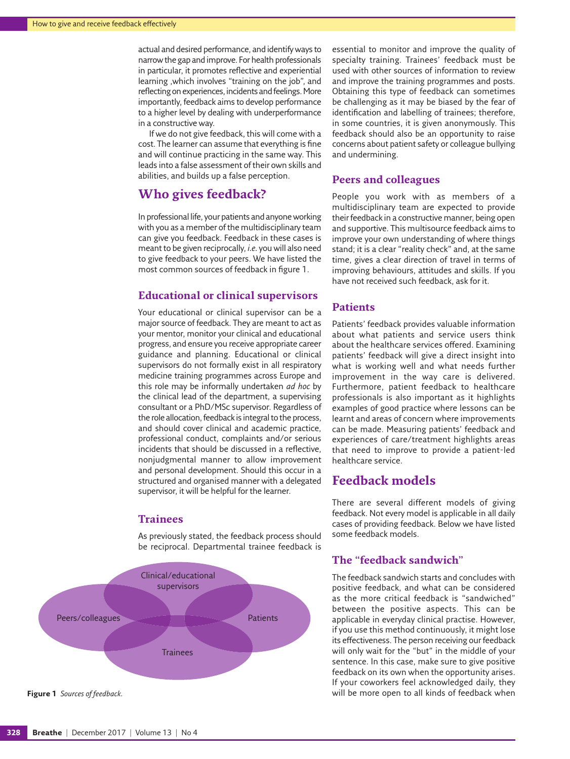actual and desired performance, and identify ways to narrow the gap and improve. For health professionals in particular, it promotes reflective and experiential learning ,which involves "training on the job", and reflecting on experiences, incidents and feelings. More importantly, feedback aims to develop performance to a higher level by dealing with underperformance in a constructive way.

If we do not give feedback, this will come with a cost. The learner can assume that everything is fine and will continue practicing in the same way. This leads into a false assessment of their own skills and abilities, and builds up a false perception.

## Who gives feedback?

In professional life, your patients and anyone working with you as a member of the multidisciplinary team can give you feedback. Feedback in these cases is meant to be given reciprocally, *i.e.* you will also need to give feedback to your peers. We have listed the most common sources of feedback in figure 1.

### Educational or clinical supervisors

Your educational or clinical supervisor can be a major source of feedback. They are meant to act as your mentor, monitor your clinical and educational progress, and ensure you receive appropriate career guidance and planning. Educational or clinical supervisors do not formally exist in all respiratory medicine training programmes across Europe and this role may be informally undertaken *ad hoc* by the clinical lead of the department, a supervising consultant or a PhD/MSc supervisor. Regardless of the role allocation, feedback is integral to the process, and should cover clinical and academic practice, professional conduct, complaints and/or serious incidents that should be discussed in a reflective, nonjudgmental manner to allow improvement and personal development. Should this occur in a structured and organised manner with a delegated supervisor, it will be helpful for the learner.

### Trainees

As previously stated, the feedback process should be reciprocal. Departmental trainee feedback is essential to monitor and improve the quality of specialty training. Trainees' feedback must be used with other sources of information to review and improve the training programmes and posts. Obtaining this type of feedback can sometimes be challenging as it may be biased by the fear of identification and labelling of trainees; therefore, in some countries, it is given anonymously. This feedback should also be an opportunity to raise concerns about patient safety or colleague bullying and undermining.

Clinical/educational supervisors

Peers/colleagues

Patients

Trainees

**Figure 1** *Sources of feedback.*

### Peers and colleagues

People you work with as members of a multidisciplinary team are expected to provide their feedback in a constructive manner, being open and supportive. This multisource feedback aims to improve your own understanding of where things stand; it is a clear "reality check" and, at the same time, gives a clear direction of travel in terms of improving behaviours, attitudes and skills. If you have not received such feedback, ask for it.

### Patients

Patients' feedback provides valuable information about what patients and service users think about the healthcare services offered. Examining patients' feedback will give a direct insight into what is working well and what needs further improvement in the way care is delivered. Furthermore, patient feedback to healthcare professionals is also important as it highlights examples of good practice where lessons can be learnt and areas of concern where improvements can be made. Measuring patients' feedback and experiences of care/treatment highlights areas that need to improve to provide a patient-led healthcare service.

## Feedback models

There are several different models of giving feedback. Not every model is applicable in all daily cases of providing feedback. Below we have listed some feedback models.

### The "feedback sandwich"

The feedback sandwich starts and concludes with positive feedback, and what can be considered as the more critical feedback is "sandwiched" between the positive aspects. This can be applicable in everyday clinical practise. However, if you use this method continuously, it might lose its effectiveness. The person receiving our feedback will only wait for the "but" in the middle of your sentence. In this case, make sure to give positive feedback on its own when the opportunity arises. If your coworkers feel acknowledged daily, they will be more open to all kinds of feedback when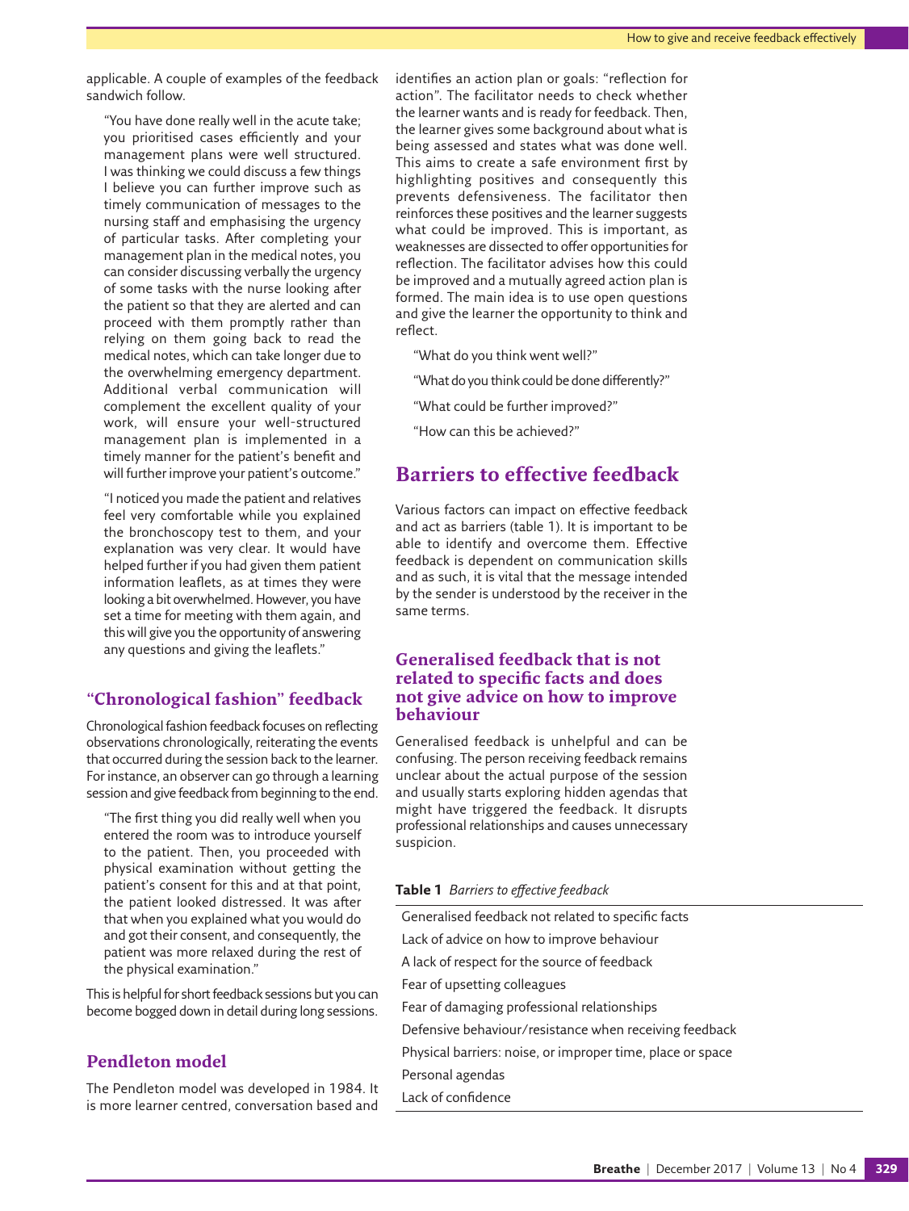applicable. A couple of examples of the feedback sandwich follow.

> "You have done really well in the acute take; you prioritised cases efficiently and your management plans were well structured. I was thinking we could discuss a few things I believe you can further improve such as timely communication of messages to the nursing staff and emphasising the urgency of particular tasks. After completing your management plan in the medical notes, you can consider discussing verbally the urgency of some tasks with the nurse looking after the patient so that they are alerted and can proceed with them promptly rather than relying on them going back to read the medical notes, which can take longer due to the overwhelming emergency department. Additional verbal communication will complement the excellent quality of your work, will ensure your well-structured management plan is implemented in a timely manner for the patient's benefit and will further improve your patient's outcome."

> "I noticed you made the patient and relatives feel very comfortable while you explained the bronchoscopy test to them, and your explanation was very clear. It would have helped further if you had given them patient information leaflets, as at times they were looking a bit overwhelmed. However, you have set a time for meeting with them again, and this will give you the opportunity of answering any questions and giving the leaflets."

### "Chronological fashion" feedback

Chronological fashion feedback focuses on reflecting observations chronologically, reiterating the events that occurred during the session back to the learner. For instance, an observer can go through a learning session and give feedback from beginning to the end.

> "The first thing you did really well when you entered the room was to introduce yourself to the patient. Then, you proceeded with physical examination without getting the patient's consent for this and at that point, the patient looked distressed. It was after that when you explained what you would do and got their consent, and consequently, the patient was more relaxed during the rest of the physical examination."

This is helpful for short feedback sessions but you can become bogged down in detail during long sessions.

### Pendleton model

The Pendleton model was developed in 1984. It is more learner centred, conversation based and identifies an action plan or goals: "reflection for action". The facilitator needs to check whether the learner wants and is ready for feedback. Then, the learner gives some background about what is being assessed and states what was done well. This aims to create a safe environment first by highlighting positives and consequently this prevents defensiveness. The facilitator then reinforces these positives and the learner suggests what could be improved. This is important, as weaknesses are dissected to offer opportunities for reflection. The facilitator advises how this could be improved and a mutually agreed action plan is formed. The main idea is to use open questions and give the learner the opportunity to think and reflect.

> "What do you think went well?"
>
> "What do you think could be done differently?"
>
> "What could be further improved?"
>
> "How can this be achieved?"

## Barriers to effective feedback

Various factors can impact on effective feedback and act as barriers (table 1). It is important to be able to identify and overcome them. Effective feedback is dependent on communication skills and as such, it is vital that the message intended by the sender is understood by the receiver in the same terms.

### Generalised feedback that is not related to specific facts and does not give advice on how to improve behaviour

Generalised feedback is unhelpful and can be confusing. The person receiving feedback remains unclear about the actual purpose of the session and usually starts exploring hidden agendas that might have triggered the feedback. It disrupts professional relationships and causes unnecessary suspicion.

**Table 1** *Barriers to effective feedback*

| Barriers to effective feedback |
|---|
| Generalised feedback not related to specific facts |
| Lack of advice on how to improve behaviour |
| A lack of respect for the source of feedback |
| Fear of upsetting colleagues |
| Fear of damaging professional relationships |
| Defensive behaviour/resistance when receiving feedback |
| Physical barriers: noise, or improper time, place or space |
| Personal agendas |
| Lack of confidence |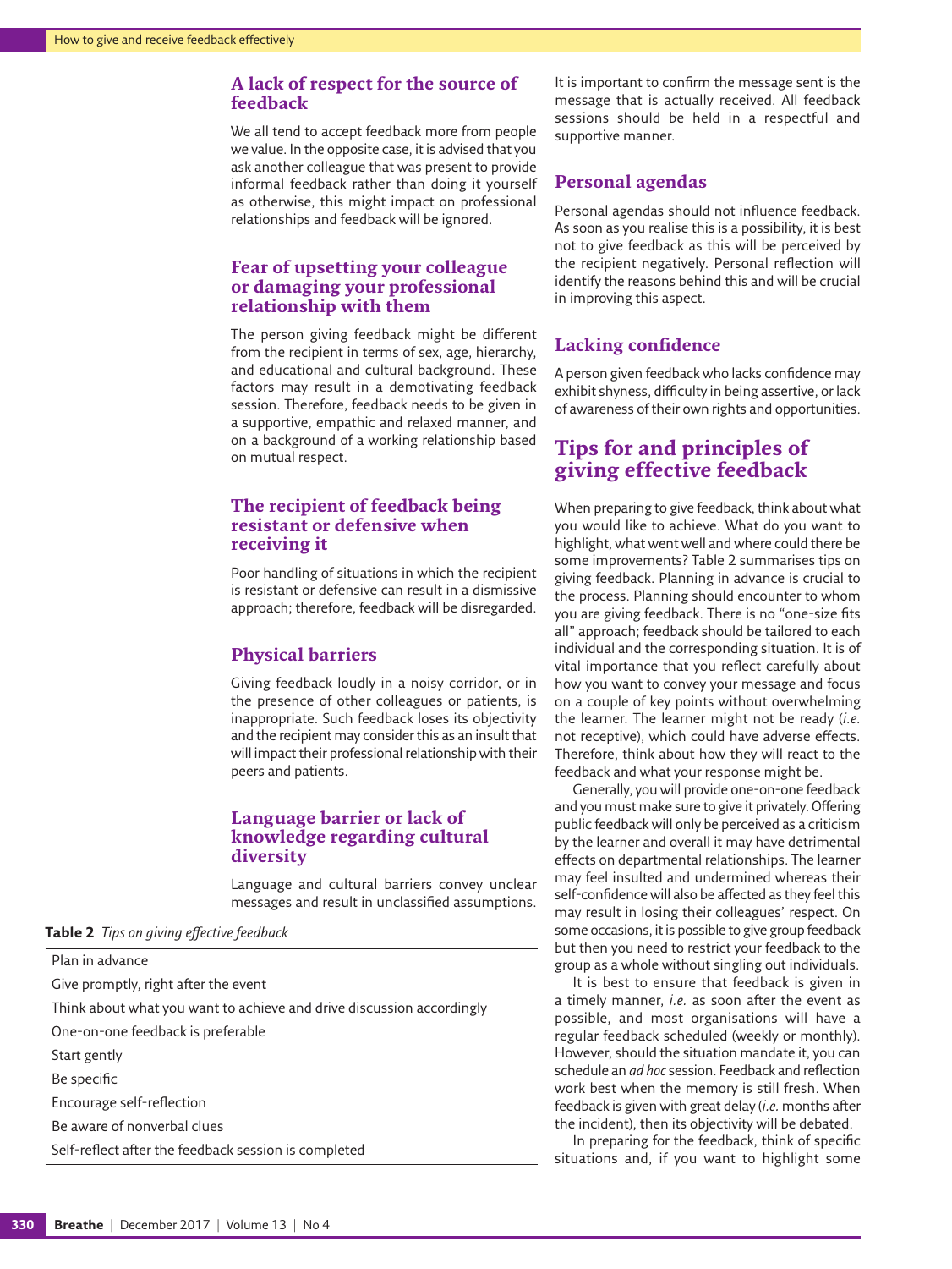### A lack of respect for the source of feedback

We all tend to accept feedback more from people we value. In the opposite case, it is advised that you ask another colleague that was present to provide informal feedback rather than doing it yourself as otherwise, this might impact on professional relationships and feedback will be ignored.

### Fear of upsetting your colleague or damaging your professional relationship with them

The person giving feedback might be different from the recipient in terms of sex, age, hierarchy, and educational and cultural background. These factors may result in a demotivating feedback session. Therefore, feedback needs to be given in a supportive, empathic and relaxed manner, and on a background of a working relationship based on mutual respect.

### The recipient of feedback being resistant or defensive when receiving it

Poor handling of situations in which the recipient is resistant or defensive can result in a dismissive approach; therefore, feedback will be disregarded.

### Physical barriers

Giving feedback loudly in a noisy corridor, or in the presence of other colleagues or patients, is inappropriate. Such feedback loses its objectivity and the recipient may consider this as an insult that will impact their professional relationship with their peers and patients.

### Language barrier or lack of knowledge regarding cultural diversity

Language and cultural barriers convey unclear messages and result in unclassified assumptions. It is important to confirm the message sent is the message that is actually received. All feedback sessions should be held in a respectful and supportive manner.

### Personal agendas

Personal agendas should not influence feedback. As soon as you realise this is a possibility, it is best not to give feedback as this will be perceived by the recipient negatively. Personal reflection will identify the reasons behind this and will be crucial in improving this aspect.

### Lacking confidence

A person given feedback who lacks confidence may exhibit shyness, difficulty in being assertive, or lack of awareness of their own rights and opportunities.

## Tips for and principles of giving effective feedback

When preparing to give feedback, think about what you would like to achieve. What do you want to highlight, what went well and where could there be some improvements? Table 2 summarises tips on giving feedback. Planning in advance is crucial to the process. Planning should encounter to whom you are giving feedback. There is no "one-size fits all" approach; feedback should be tailored to each individual and the corresponding situation. It is of vital importance that you reflect carefully about how you want to convey your message and focus on a couple of key points without overwhelming the learner. The learner might not be ready (*i.e.* not receptive), which could have adverse effects. Therefore, think about how they will react to the feedback and what your response might be.

Generally, you will provide one-on-one feedback and you must make sure to give it privately. Offering public feedback will only be perceived as a criticism by the learner and overall it may have detrimental effects on departmental relationships. The learner may feel insulted and undermined whereas their self-confidence will also be affected as they feel this may result in losing their colleagues' respect. On some occasions, it is possible to give group feedback but then you need to restrict your feedback to the group as a whole without singling out individuals.

It is best to ensure that feedback is given in a timely manner, *i.e.* as soon after the event as possible, and most organisations will have a regular feedback scheduled (weekly or monthly). However, should the situation mandate it, you can schedule an *ad hoc* session. Feedback and reflection work best when the memory is still fresh. When feedback is given with great delay (*i.e.* months after the incident), then its objectivity will be debated.

In preparing for the feedback, think of specific situations and, if you want to highlight some

**Table 2** *Tips on giving effective feedback*

| |
|---|
| Plan in advance |
| Give promptly, right after the event |
| Think about what you want to achieve and drive discussion accordingly |
| One-on-one feedback is preferable |
| Start gently |
| Be specific |
| Encourage self-reflection |
| Be aware of nonverbal clues |
| Self-reflect after the feedback session is completed |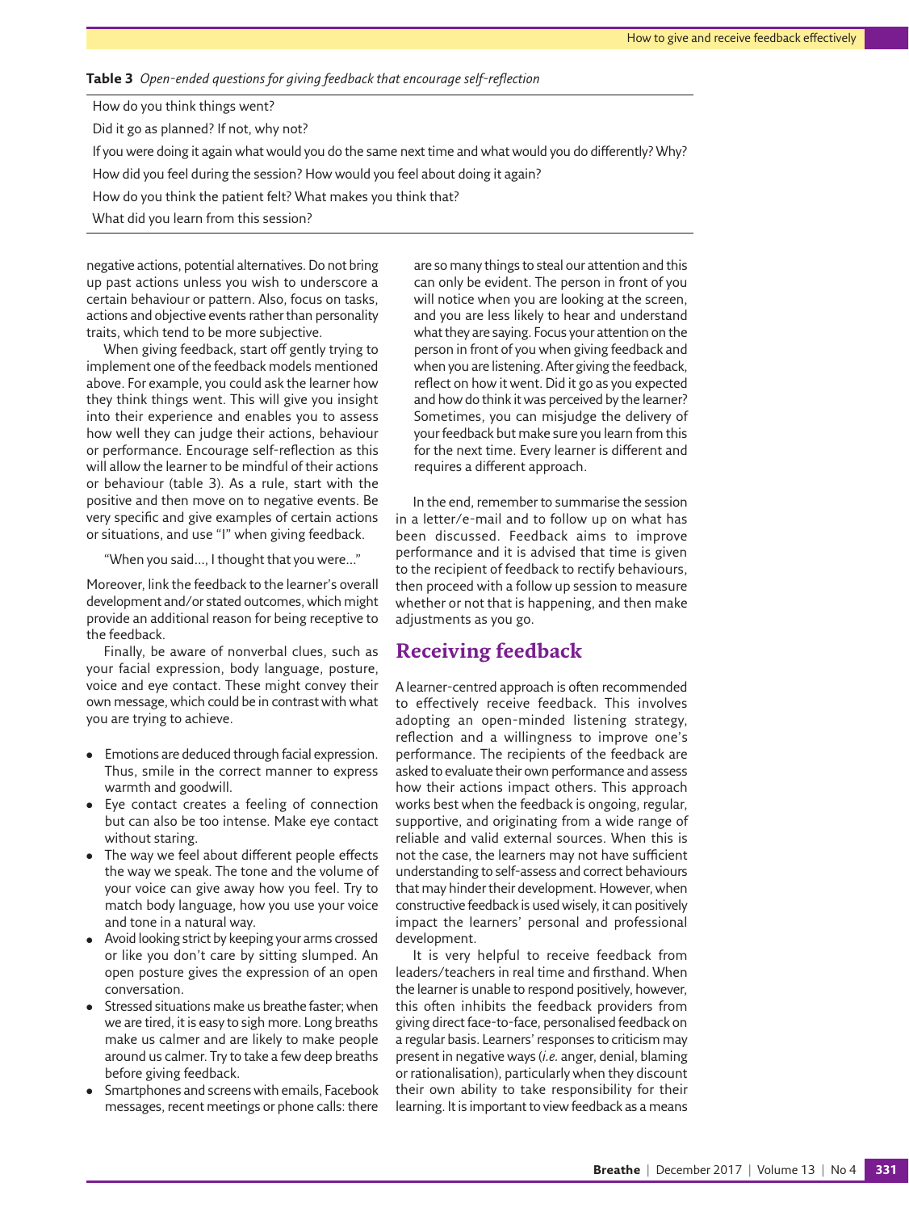**Table 3** *Open-ended questions for giving feedback that encourage self-reflection*

| |
|---|
| How do you think things went? |
| Did it go as planned? If not, why not? |
| If you were doing it again what would you do the same next time and what would you do differently? Why? |
| How did you feel during the session? How would you feel about doing it again? |
| How do you think the patient felt? What makes you think that? |
| What did you learn from this session? |

negative actions, potential alternatives. Do not bring up past actions unless you wish to underscore a certain behaviour or pattern. Also, focus on tasks, actions and objective events rather than personality traits, which tend to be more subjective.

When giving feedback, start off gently trying to implement one of the feedback models mentioned above. For example, you could ask the learner how they think things went. This will give you insight into their experience and enables you to assess how well they can judge their actions, behaviour or performance. Encourage self-reflection as this will allow the learner to be mindful of their actions or behaviour (table 3). As a rule, start with the positive and then move on to negative events. Be very specific and give examples of certain actions or situations, and use "I" when giving feedback.

"When you said..., I thought that you were..."

Moreover, link the feedback to the learner's overall development and/or stated outcomes, which might provide an additional reason for being receptive to the feedback.

Finally, be aware of nonverbal clues, such as your facial expression, body language, posture, voice and eye contact. These might convey their own message, which could be in contrast with what you are trying to achieve.

- Emotions are deduced through facial expression. Thus, smile in the correct manner to express warmth and goodwill.
- Eye contact creates a feeling of connection but can also be too intense. Make eye contact without staring.
- The way we feel about different people effects the way we speak. The tone and the volume of your voice can give away how you feel. Try to match body language, how you use your voice and tone in a natural way.
- Avoid looking strict by keeping your arms crossed or like you don't care by sitting slumped. An open posture gives the expression of an open conversation.
- Stressed situations make us breathe faster; when we are tired, it is easy to sigh more. Long breaths make us calmer and are likely to make people around us calmer. Try to take a few deep breaths before giving feedback.
- Smartphones and screens with emails, Facebook messages, recent meetings or phone calls: there are so many things to steal our attention and this can only be evident. The person in front of you will notice when you are looking at the screen, and you are less likely to hear and understand what they are saying. Focus your attention on the person in front of you when giving feedback and when you are listening. After giving the feedback, reflect on how it went. Did it go as you expected and how do think it was perceived by the learner? Sometimes, you can misjudge the delivery of your feedback but make sure you learn from this for the next time. Every learner is different and requires a different approach.

In the end, remember to summarise the session in a letter/e-mail and to follow up on what has been discussed. Feedback aims to improve performance and it is advised that time is given to the recipient of feedback to rectify behaviours, then proceed with a follow up session to measure whether or not that is happening, and then make adjustments as you go.

## Receiving feedback

A learner-centred approach is often recommended to effectively receive feedback. This involves adopting an open-minded listening strategy, reflection and a willingness to improve one's performance. The recipients of the feedback are asked to evaluate their own performance and assess how their actions impact others. This approach works best when the feedback is ongoing, regular, supportive, and originating from a wide range of reliable and valid external sources. When this is not the case, the learners may not have sufficient understanding to self-assess and correct behaviours that may hinder their development. However, when constructive feedback is used wisely, it can positively impact the learners' personal and professional development.

It is very helpful to receive feedback from leaders/teachers in real time and firsthand. When the learner is unable to respond positively, however, this often inhibits the feedback providers from giving direct face-to-face, personalised feedback on a regular basis. Learners' responses to criticism may present in negative ways (*i.e.* anger, denial, blaming or rationalisation), particularly when they discount their own ability to take responsibility for their learning. It is important to view feedback as a means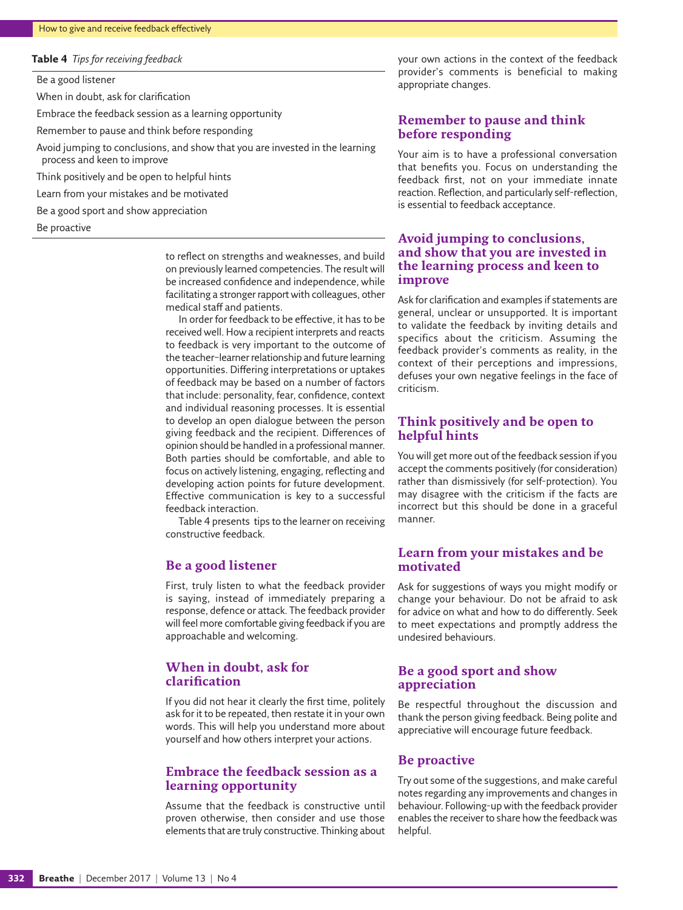**Table 4** *Tips for receiving feedback*

| |
|---|
| Be a good listener |
| When in doubt, ask for clarification |
| Embrace the feedback session as a learning opportunity |
| Remember to pause and think before responding |
| Avoid jumping to conclusions, and show that you are invested in the learning process and keen to improve |
| Think positively and be open to helpful hints |
| Learn from your mistakes and be motivated |
| Be a good sport and show appreciation |
| Be proactive |

to reflect on strengths and weaknesses, and build on previously learned competencies. The result will be increased confidence and independence, while facilitating a stronger rapport with colleagues, other medical staff and patients.

In order for feedback to be effective, it has to be received well. How a recipient interprets and reacts to feedback is very important to the outcome of the teacher–learner relationship and future learning opportunities. Differing interpretations or uptakes of feedback may be based on a number of factors that include: personality, fear, confidence, context and individual reasoning processes. It is essential to develop an open dialogue between the person giving feedback and the recipient. Differences of opinion should be handled in a professional manner. Both parties should be comfortable, and able to focus on actively listening, engaging, reflecting and developing action points for future development. Effective communication is key to a successful feedback interaction.

Table 4 presents tips to the learner on receiving constructive feedback.

## Be a good listener

First, truly listen to what the feedback provider is saying, instead of immediately preparing a response, defence or attack. The feedback provider will feel more comfortable giving feedback if you are approachable and welcoming.

## When in doubt, ask for clarification

If you did not hear it clearly the first time, politely ask for it to be repeated, then restate it in your own words. This will help you understand more about yourself and how others interpret your actions.

## Embrace the feedback session as a learning opportunity

Assume that the feedback is constructive until proven otherwise, then consider and use those elements that are truly constructive. Thinking about your own actions in the context of the feedback provider's comments is beneficial to making appropriate changes.

## Remember to pause and think before responding

Your aim is to have a professional conversation that benefits you. Focus on understanding the feedback first, not on your immediate innate reaction. Reflection, and particularly self-reflection, is essential to feedback acceptance.

## Avoid jumping to conclusions, and show that you are invested in the learning process and keen to improve

Ask for clarification and examples if statements are general, unclear or unsupported. It is important to validate the feedback by inviting details and specifics about the criticism. Assuming the feedback provider's comments as reality, in the context of their perceptions and impressions, defuses your own negative feelings in the face of criticism.

## Think positively and be open to helpful hints

You will get more out of the feedback session if you accept the comments positively (for consideration) rather than dismissively (for self-protection). You may disagree with the criticism if the facts are incorrect but this should be done in a graceful manner.

## Learn from your mistakes and be motivated

Ask for suggestions of ways you might modify or change your behaviour. Do not be afraid to ask for advice on what and how to do differently. Seek to meet expectations and promptly address the undesired behaviours.

## Be a good sport and show appreciation

Be respectful throughout the discussion and thank the person giving feedback. Being polite and appreciative will encourage future feedback.

## Be proactive

Try out some of the suggestions, and make careful notes regarding any improvements and changes in behaviour. Following-up with the feedback provider enables the receiver to share how the feedback was helpful.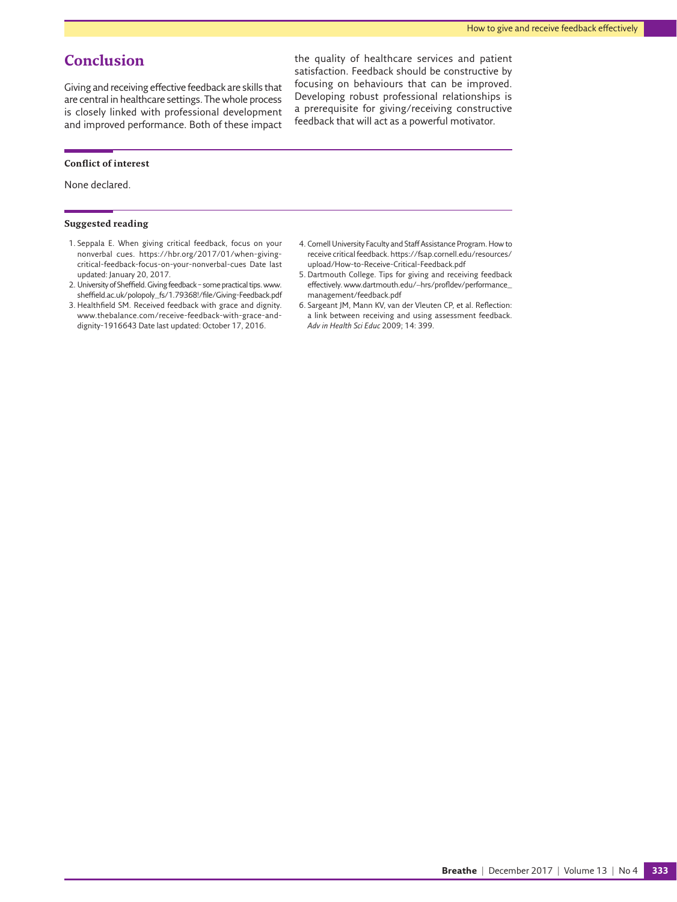## Conclusion

Giving and receiving effective feedback are skills that are central in healthcare settings. The whole process is closely linked with professional development and improved performance. Both of these impact the quality of healthcare services and patient satisfaction. Feedback should be constructive by focusing on behaviours that can be improved. Developing robust professional relationships is a prerequisite for giving/receiving constructive feedback that will act as a powerful motivator.

### Conflict of interest

None declared.

### Suggested reading

1. Seppala E. When giving critical feedback, focus on your nonverbal cues. https://hbr.org/2017/01/when-giving-critical-feedback-focus-on-your-nonverbal-cues Date last updated: January 20, 2017.
2. University of Sheffield. Giving feedback – some practical tips. www.sheffield.ac.uk/polopoly_fs/1.79368!/file/Giving-Feedback.pdf
3. Healthfield SM. Received feedback with grace and dignity. www.thebalance.com/receive-feedback-with-grace-and-dignity-1916643 Date last updated: October 17, 2016.
4. Cornell University Faculty and Staff Assistance Program. How to receive critical feedback. https://fsap.cornell.edu/resources/upload/How-to-Receive-Critical-Feedback.pdf
5. Dartmouth College. Tips for giving and receiving feedback effectively. www.dartmouth.edu/~hrs/profldev/performance_management/feedback.pdf
6. Sargeant JM, Mann KV, van der Vleuten CP, et al. Reflection: a link between receiving and using assessment feedback. *Adv in Health Sci Educ* 2009; 14: 399.